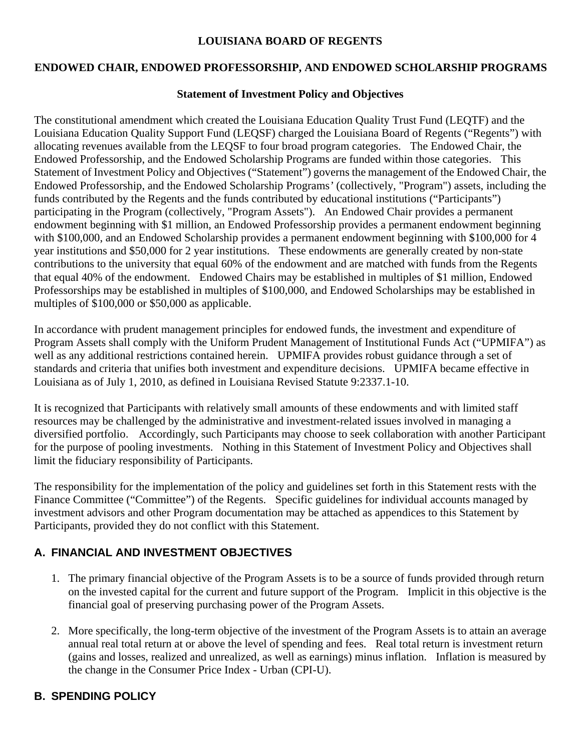# LOUISIANA BOARD OF REGENTS

## ENDOWED CHAIR, ENDOWED PROFESSORSHIP, AND ENDOWED SCHOLARSHIP PROGRAMS

### Statement of Investment Policy and Objectives

The constitutional amendment which created the Louisiana Education Quality Trust Fund (LEQTF) and the Louisiana Education Quality Support Fund (LEQSF) charged the Louisiana Board of Regents ("Regents") with allocating revenues available from the LEQSF to four broad program categories. The Endowed Chair, the Endowed Professorship, and the Endowed Scholarship Programs are funded within those categories. This Statement of Investment Policy and Objectives ("Statement") governs the management of the Endowed Chair, the Endowed Professorship, and the Endowed Scholarship Programs' (collectively, "Program") assets, including the funds contributed by the Regents and the funds contributed by educational institutions ("Participants") participating in the Program (collectively, "Program Assets"). An Endowed Chair provides a permanent endowment beginning with $1 million, an Endowed Professorship provides a permanent endowment beginning with $100,000, and an Endowed Scholarship provides a permanent endowment beginning with $100,000 for 4 year institutions and $50,000 for 2 year institutions. These endowments are generally created by non-state contributions to the university that equal 60% of the endowment and are matched with funds from the Regents that equal 40% of the endowment. Endowed Chairs may be established in multiples of $1 million, Endowed Professorships may be established in multiples of $100,000, and Endowed Scholarships may be established in multiples of $100,000 or $50,000 as applicable.

In accordance with prudent management principles for endowed funds, the investment and expenditure of Program Assets shall comply with the Uniform Prudent Management of Institutional Funds Act ("UPMIFA") as well as any additional restrictions contained herein. UPMIFA provides robust guidance through a set of standards and criteria that unifies both investment and expenditure decisions. UPMIFA became effective in Louisiana as of July 1, 2010, as defined in Louisiana Revised Statute 9:2337.1-10.

It is recognized that Participants with relatively small amounts of these endowments and with limited staff resources may be challenged by the administrative and investment-related issues involved in managing a diversified portfolio. Accordingly, such Participants may choose to seek collaboration with another Participant for the purpose of pooling investments. Nothing in this Statement of Investment Policy and Objectives shall limit the fiduciary responsibility of Participants.

The responsibility for the implementation of the policy and guidelines set forth in this Statement rests with the Finance Committee ("Committee") of the Regents. Specific guidelines for individual accounts managed by investment advisors and other Program documentation may be attached as appendices to this Statement by Participants, provided they do not conflict with this Statement.

## A. FINANCIAL AND INVESTMENT OBJECTIVES

1. The primary financial objective of the Program Assets is to be a source of funds provided through return on the invested capital for the current and future support of the Program. Implicit in this objective is the financial goal of preserving purchasing power of the Program Assets.

2. More specifically, the long-term objective of the investment of the Program Assets is to attain an average annual real total return at or above the level of spending and fees. Real total return is investment return (gains and losses, realized and unrealized, as well as earnings) minus inflation. Inflation is measured by the change in the Consumer Price Index - Urban (CPI-U).

## B. SPENDING POLICY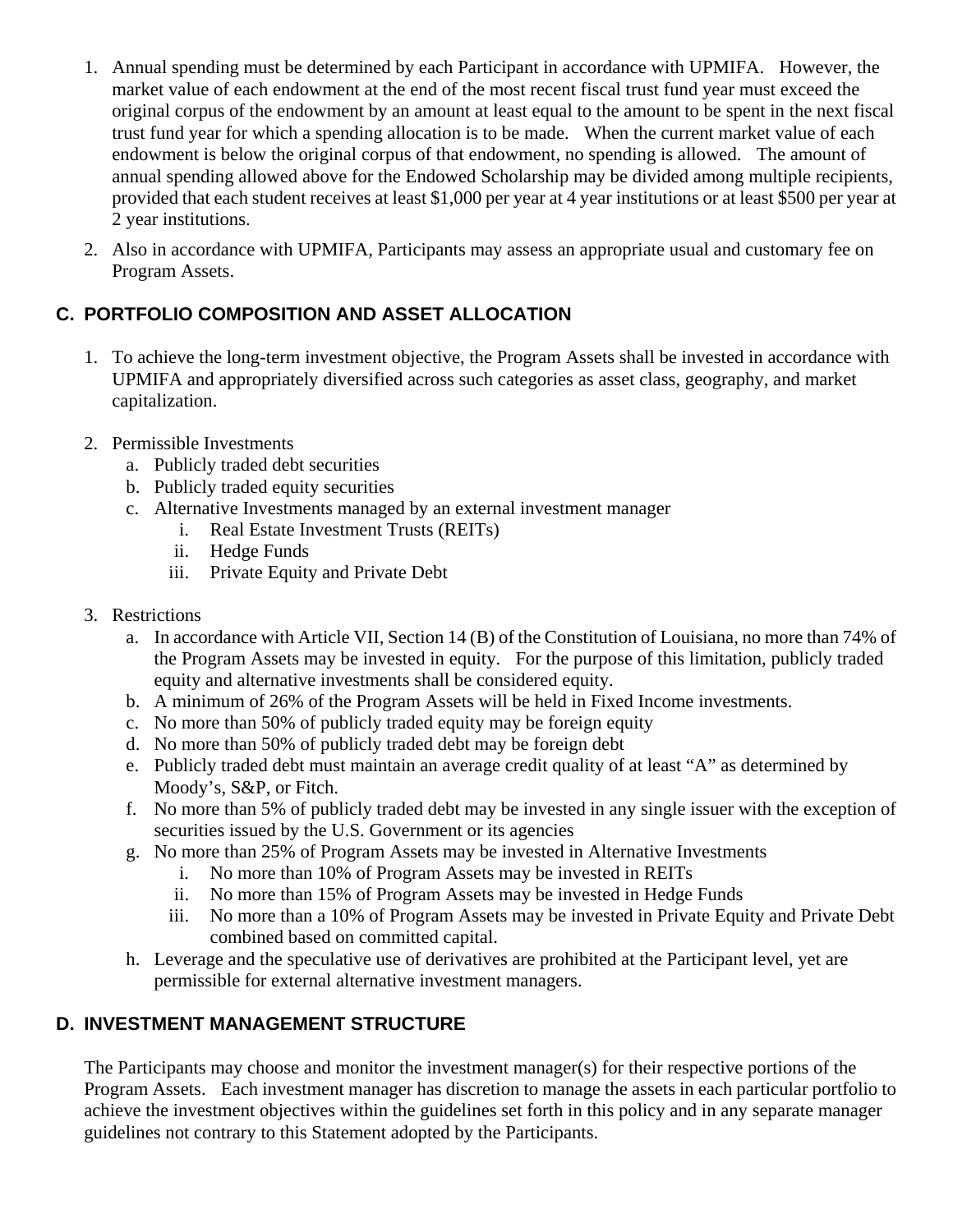1. Annual spending must be determined by each Participant in accordance with UPMIFA. However, the market value of each endowment at the end of the most recent fiscal trust fund year must exceed the original corpus of the endowment by an amount at least equal to the amount to be spent in the next fiscal trust fund year for which a spending allocation is to be made. When the current market value of each endowment is below the original corpus of that endowment, no spending is allowed. The amount of annual spending allowed above for the Endowed Scholarship may be divided among multiple recipients, provided that each student receives at least $1,000 per year at 4 year institutions or at least $500 per year at 2 year institutions.
2. Also in accordance with UPMIFA, Participants may assess an appropriate usual and customary fee on Program Assets.

## C. PORTFOLIO COMPOSITION AND ASSET ALLOCATION

1. To achieve the long-term investment objective, the Program Assets shall be invested in accordance with UPMIFA and appropriately diversified across such categories as asset class, geography, and market capitalization.
2. Permissible Investments
   a. Publicly traded debt securities
   b. Publicly traded equity securities
   c. Alternative Investments managed by an external investment manager
      i. Real Estate Investment Trusts (REITs)
      ii. Hedge Funds
      iii. Private Equity and Private Debt
3. Restrictions
   a. In accordance with Article VII, Section 14 (B) of the Constitution of Louisiana, no more than 74% of the Program Assets may be invested in equity. For the purpose of this limitation, publicly traded equity and alternative investments shall be considered equity.
   b. A minimum of 26% of the Program Assets will be held in Fixed Income investments.
   c. No more than 50% of publicly traded equity may be foreign equity
   d. No more than 50% of publicly traded debt may be foreign debt
   e. Publicly traded debt must maintain an average credit quality of at least "A" as determined by Moody's, S&P, or Fitch.
   f. No more than 5% of publicly traded debt may be invested in any single issuer with the exception of securities issued by the U.S. Government or its agencies
   g. No more than 25% of Program Assets may be invested in Alternative Investments
      i. No more than 10% of Program Assets may be invested in REITs
      ii. No more than 15% of Program Assets may be invested in Hedge Funds
      iii. No more than a 10% of Program Assets may be invested in Private Equity and Private Debt combined based on committed capital.
   h. Leverage and the speculative use of derivatives are prohibited at the Participant level, yet are permissible for external alternative investment managers.

## D. INVESTMENT MANAGEMENT STRUCTURE

The Participants may choose and monitor the investment manager(s) for their respective portions of the Program Assets. Each investment manager has discretion to manage the assets in each particular portfolio to achieve the investment objectives within the guidelines set forth in this policy and in any separate manager guidelines not contrary to this Statement adopted by the Participants.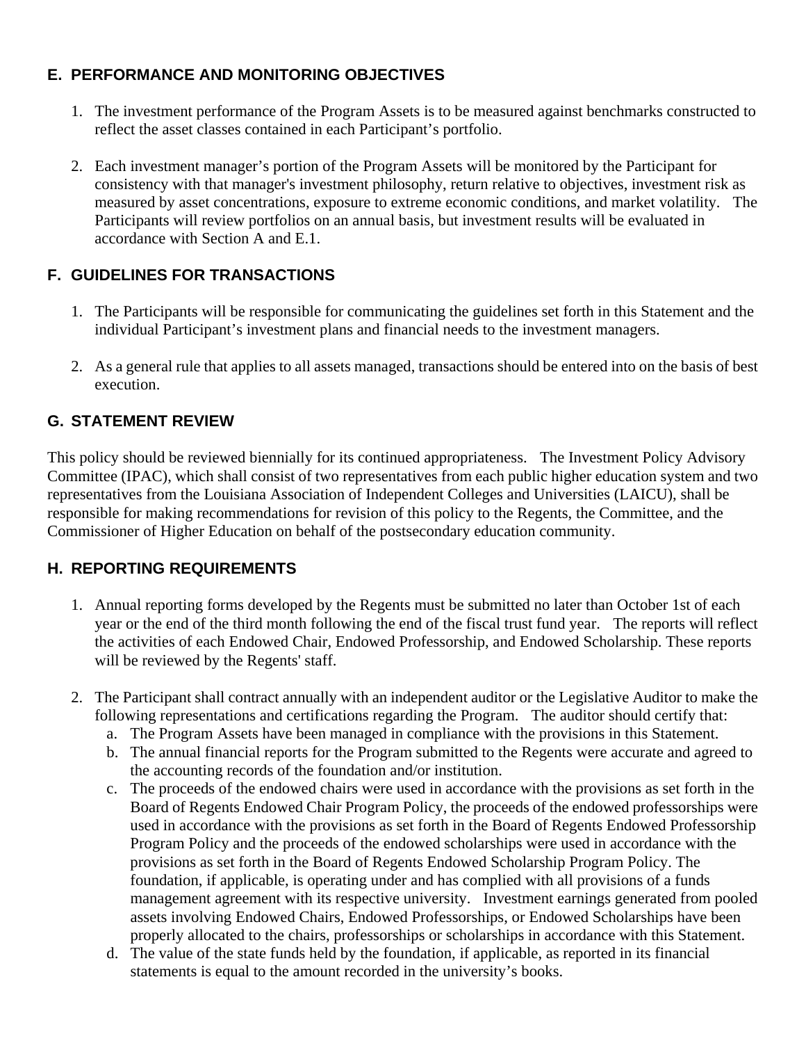## E. PERFORMANCE AND MONITORING OBJECTIVES

1. The investment performance of the Program Assets is to be measured against benchmarks constructed to reflect the asset classes contained in each Participant's portfolio.

2. Each investment manager's portion of the Program Assets will be monitored by the Participant for consistency with that manager's investment philosophy, return relative to objectives, investment risk as measured by asset concentrations, exposure to extreme economic conditions, and market volatility. The Participants will review portfolios on an annual basis, but investment results will be evaluated in accordance with Section A and E.1.

## F. GUIDELINES FOR TRANSACTIONS

1. The Participants will be responsible for communicating the guidelines set forth in this Statement and the individual Participant's investment plans and financial needs to the investment managers.

2. As a general rule that applies to all assets managed, transactions should be entered into on the basis of best execution.

## G. STATEMENT REVIEW

This policy should be reviewed biennially for its continued appropriateness. The Investment Policy Advisory Committee (IPAC), which shall consist of two representatives from each public higher education system and two representatives from the Louisiana Association of Independent Colleges and Universities (LAICU), shall be responsible for making recommendations for revision of this policy to the Regents, the Committee, and the Commissioner of Higher Education on behalf of the postsecondary education community.

## H. REPORTING REQUIREMENTS

1. Annual reporting forms developed by the Regents must be submitted no later than October 1st of each year or the end of the third month following the end of the fiscal trust fund year. The reports will reflect the activities of each Endowed Chair, Endowed Professorship, and Endowed Scholarship. These reports will be reviewed by the Regents' staff.

2. The Participant shall contract annually with an independent auditor or the Legislative Auditor to make the following representations and certifications regarding the Program. The auditor should certify that:
   a. The Program Assets have been managed in compliance with the provisions in this Statement.
   b. The annual financial reports for the Program submitted to the Regents were accurate and agreed to the accounting records of the foundation and/or institution.
   c. The proceeds of the endowed chairs were used in accordance with the provisions as set forth in the Board of Regents Endowed Chair Program Policy, the proceeds of the endowed professorships were used in accordance with the provisions as set forth in the Board of Regents Endowed Professorship Program Policy and the proceeds of the endowed scholarships were used in accordance with the provisions as set forth in the Board of Regents Endowed Scholarship Program Policy. The foundation, if applicable, is operating under and has complied with all provisions of a funds management agreement with its respective university. Investment earnings generated from pooled assets involving Endowed Chairs, Endowed Professorships, or Endowed Scholarships have been properly allocated to the chairs, professorships or scholarships in accordance with this Statement.
   d. The value of the state funds held by the foundation, if applicable, as reported in its financial statements is equal to the amount recorded in the university's books.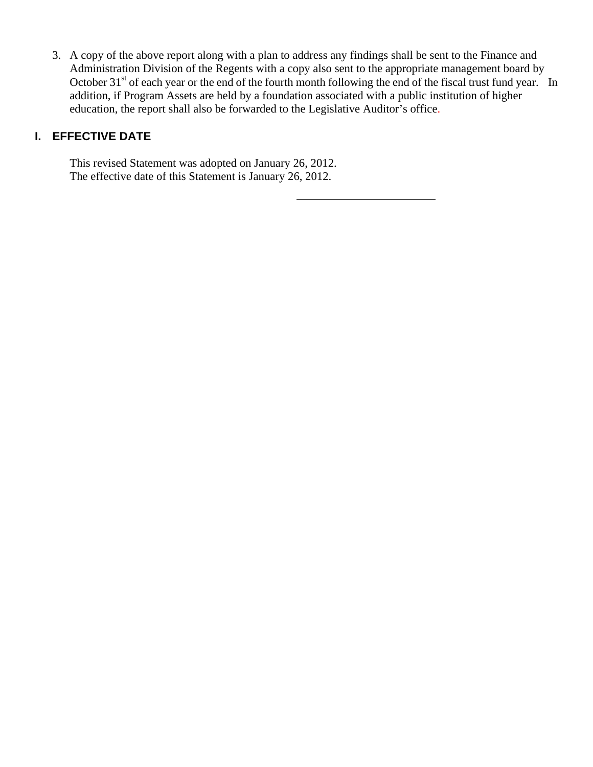3. A copy of the above report along with a plan to address any findings shall be sent to the Finance and Administration Division of the Regents with a copy also sent to the appropriate management board by October 31st of each year or the end of the fourth month following the end of the fiscal trust fund year. In addition, if Program Assets are held by a foundation associated with a public institution of higher education, the report shall also be forwarded to the Legislative Auditor's office.

## I. EFFECTIVE DATE

This revised Statement was adopted on January 26, 2012.
The effective date of this Statement is January 26, 2012.